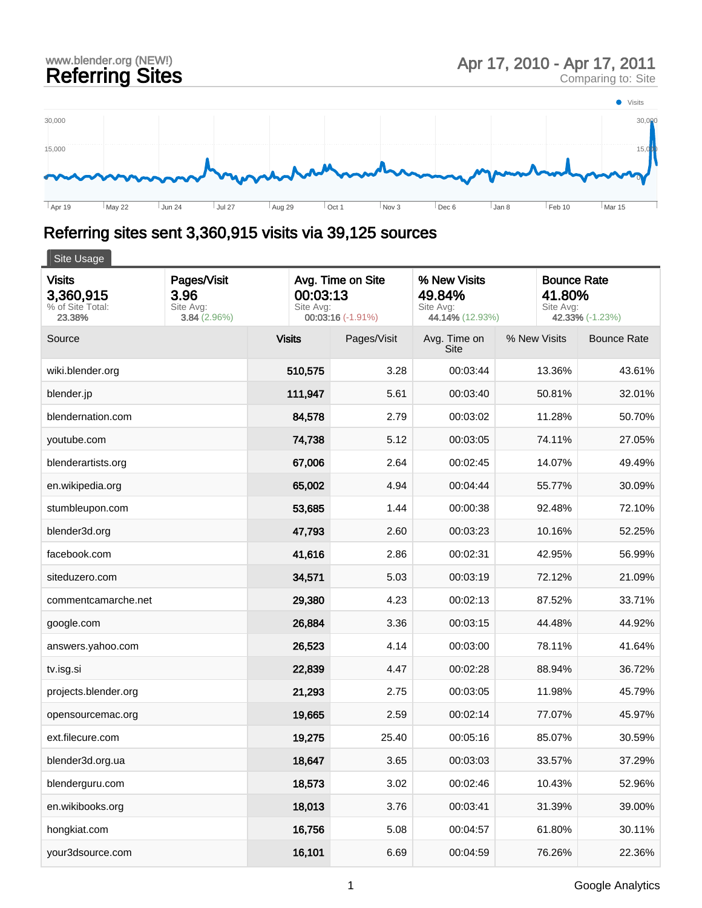www.blender.org (NEW!)

# Referring Sites

Apr 17, 2010 - Apr 17, 2011
Comparing to: Site

## Referring sites sent 3,360,915 visits via 39,125 sources

Site Usage

| Visits | Pages/Visit | Avg. Time on Site | % New Visits | Bounce Rate |
|---|---|---|---|---|
| 3,360,915 | 3.96 | 00:03:13 | 49.84% | 41.80% |
| % of Site Total: 23.38% | Site Avg: 3.84 (2.96%) | Site Avg: 00:03:16 (-1.91%) | Site Avg: 44.14% (12.93%) | Site Avg: 42.33% (-1.23%) |

| Source | Visits | Pages/Visit | Avg. Time on Site | % New Visits | Bounce Rate |
|---|---|---|---|---|---|
| wiki.blender.org | 510,575 | 3.28 | 00:03:44 | 13.36% | 43.61% |
| blender.jp | 111,947 | 5.61 | 00:03:40 | 50.81% | 32.01% |
| blendernation.com | 84,578 | 2.79 | 00:03:02 | 11.28% | 50.70% |
| youtube.com | 74,738 | 5.12 | 00:03:05 | 74.11% | 27.05% |
| blenderartists.org | 67,006 | 2.64 | 00:02:45 | 14.07% | 49.49% |
| en.wikipedia.org | 65,002 | 4.94 | 00:04:44 | 55.77% | 30.09% |
| stumbleupon.com | 53,685 | 1.44 | 00:00:38 | 92.48% | 72.10% |
| blender3d.org | 47,793 | 2.60 | 00:03:23 | 10.16% | 52.25% |
| facebook.com | 41,616 | 2.86 | 00:02:31 | 42.95% | 56.99% |
| siteduzero.com | 34,571 | 5.03 | 00:03:19 | 72.12% | 21.09% |
| commentcamarche.net | 29,380 | 4.23 | 00:02:13 | 87.52% | 33.71% |
| google.com | 26,884 | 3.36 | 00:03:15 | 44.48% | 44.92% |
| answers.yahoo.com | 26,523 | 4.14 | 00:03:00 | 78.11% | 41.64% |
| tv.isg.si | 22,839 | 4.47 | 00:02:28 | 88.94% | 36.72% |
| projects.blender.org | 21,293 | 2.75 | 00:03:05 | 11.98% | 45.79% |
| opensourcemac.org | 19,665 | 2.59 | 00:02:14 | 77.07% | 45.97% |
| ext.filecure.com | 19,275 | 25.40 | 00:05:16 | 85.07% | 30.59% |
| blender3d.org.ua | 18,647 | 3.65 | 00:03:03 | 33.57% | 37.29% |
| blenderguru.com | 18,573 | 3.02 | 00:02:46 | 10.43% | 52.96% |
| en.wikibooks.org | 18,013 | 3.76 | 00:03:41 | 31.39% | 39.00% |
| hongkiat.com | 16,756 | 5.08 | 00:04:57 | 61.80% | 30.11% |
| your3dsource.com | 16,101 | 6.69 | 00:04:59 | 76.26% | 22.36% |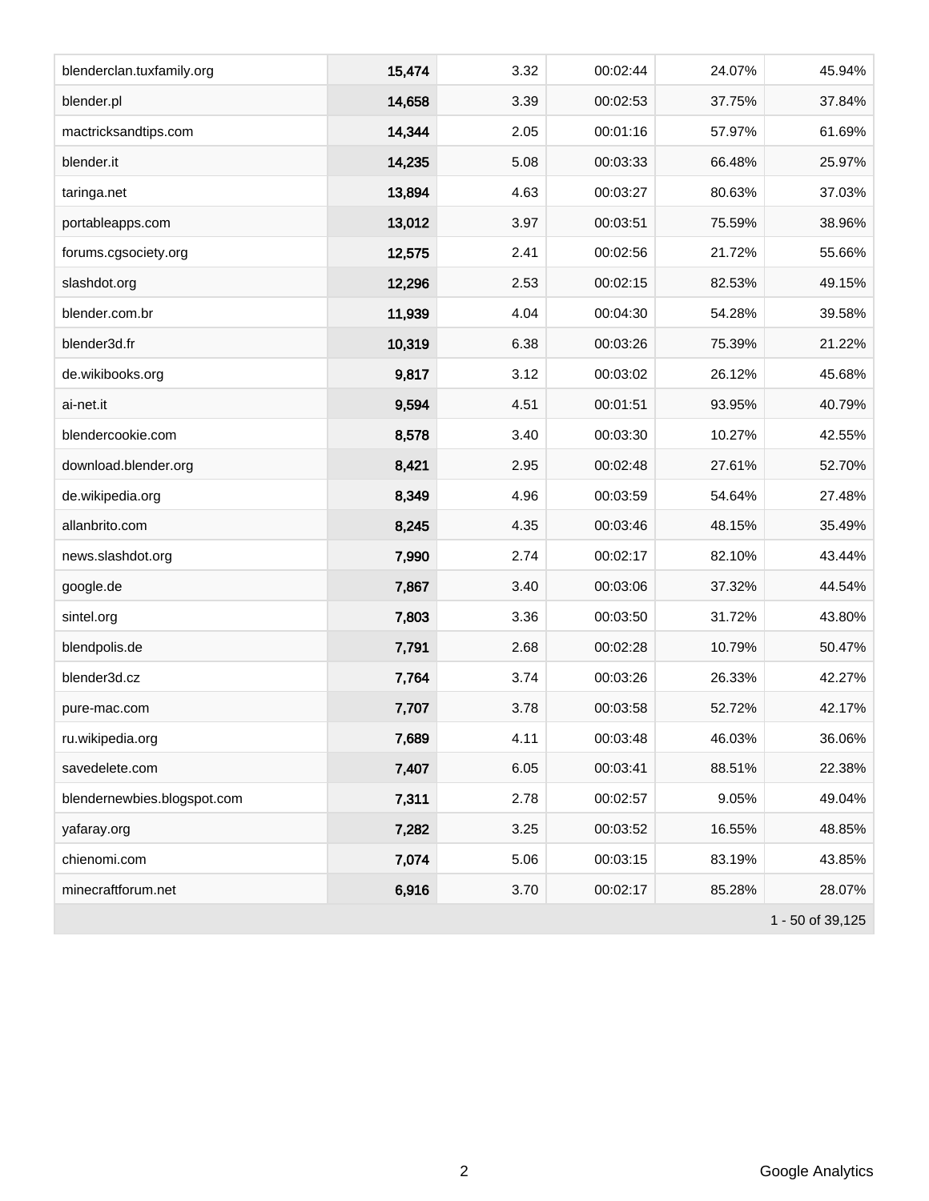| | | | | | |
|---|---|---|---|---|---|
| blenderclan.tuxfamily.org | **15,474** | 3.32 | 00:02:44 | 24.07% | 45.94% |
| blender.pl | **14,658** | 3.39 | 00:02:53 | 37.75% | 37.84% |
| mactricksandtips.com | **14,344** | 2.05 | 00:01:16 | 57.97% | 61.69% |
| blender.it | **14,235** | 5.08 | 00:03:33 | 66.48% | 25.97% |
| taringa.net | **13,894** | 4.63 | 00:03:27 | 80.63% | 37.03% |
| portableapps.com | **13,012** | 3.97 | 00:03:51 | 75.59% | 38.96% |
| forums.cgsociety.org | **12,575** | 2.41 | 00:02:56 | 21.72% | 55.66% |
| slashdot.org | **12,296** | 2.53 | 00:02:15 | 82.53% | 49.15% |
| blender.com.br | **11,939** | 4.04 | 00:04:30 | 54.28% | 39.58% |
| blender3d.fr | **10,319** | 6.38 | 00:03:26 | 75.39% | 21.22% |
| de.wikibooks.org | **9,817** | 3.12 | 00:03:02 | 26.12% | 45.68% |
| ai-net.it | **9,594** | 4.51 | 00:01:51 | 93.95% | 40.79% |
| blendercookie.com | **8,578** | 3.40 | 00:03:30 | 10.27% | 42.55% |
| download.blender.org | **8,421** | 2.95 | 00:02:48 | 27.61% | 52.70% |
| de.wikipedia.org | **8,349** | 4.96 | 00:03:59 | 54.64% | 27.48% |
| allanbrito.com | **8,245** | 4.35 | 00:03:46 | 48.15% | 35.49% |
| news.slashdot.org | **7,990** | 2.74 | 00:02:17 | 82.10% | 43.44% |
| google.de | **7,867** | 3.40 | 00:03:06 | 37.32% | 44.54% |
| sintel.org | **7,803** | 3.36 | 00:03:50 | 31.72% | 43.80% |
| blendpolis.de | **7,791** | 2.68 | 00:02:28 | 10.79% | 50.47% |
| blender3d.cz | **7,764** | 3.74 | 00:03:26 | 26.33% | 42.27% |
| pure-mac.com | **7,707** | 3.78 | 00:03:58 | 52.72% | 42.17% |
| ru.wikipedia.org | **7,689** | 4.11 | 00:03:48 | 46.03% | 36.06% |
| savedelete.com | **7,407** | 6.05 | 00:03:41 | 88.51% | 22.38% |
| blendernewbies.blogspot.com | **7,311** | 2.78 | 00:02:57 | 9.05% | 49.04% |
| yafaray.org | **7,282** | 3.25 | 00:03:52 | 16.55% | 48.85% |
| chienomi.com | **7,074** | 5.06 | 00:03:15 | 83.19% | 43.85% |
| minecraftforum.net | **6,916** | 3.70 | 00:02:17 | 85.28% | 28.07% |
| | | | | | 1 - 50 of 39,125 |